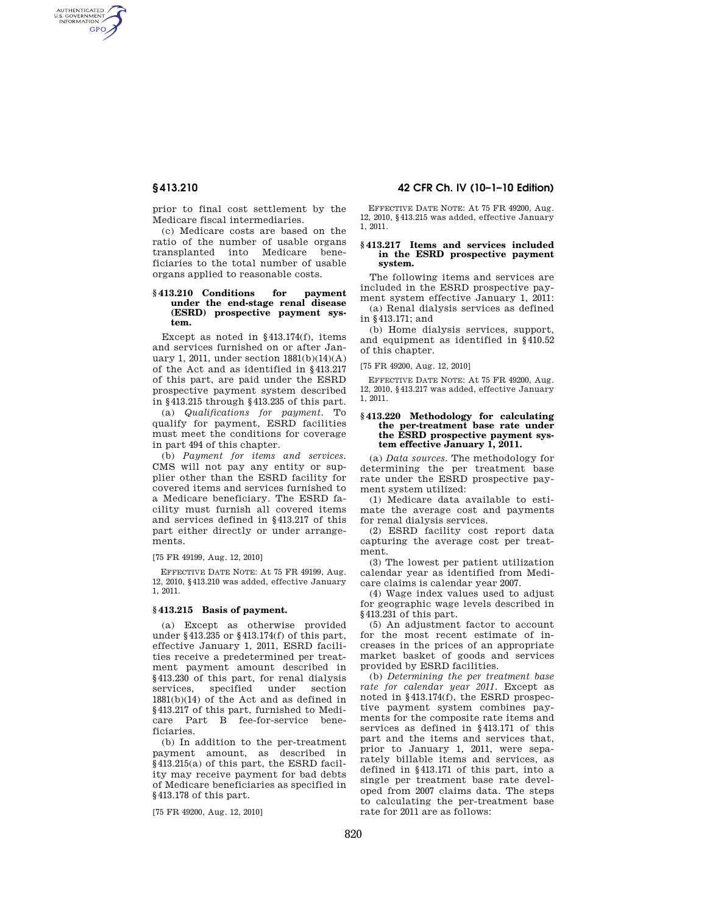prior to final cost settlement by the Medicare fiscal intermediaries.

(c) Medicare costs are based on the ratio of the number of usable organs transplanted into Medicare beneficiaries to the total number of usable organs applied to reasonable costs.

### § 413.210 Conditions for payment under the end-stage renal disease (ESRD) prospective payment system.

Except as noted in § 413.174(f), items and services furnished on or after January 1, 2011, under section 1881(b)(14)(A) of the Act and as identified in § 413.217 of this part, are paid under the ESRD prospective payment system described in § 413.215 through § 413.235 of this part.

(a) *Qualifications for payment.* To qualify for payment, ESRD facilities must meet the conditions for coverage in part 494 of this chapter.

(b) *Payment for items and services.* CMS will not pay any entity or supplier other than the ESRD facility for covered items and services furnished to a Medicare beneficiary. The ESRD facility must furnish all covered items and services defined in § 413.217 of this part either directly or under arrangements.

[75 FR 49199, Aug. 12, 2010]

EFFECTIVE DATE NOTE: At 75 FR 49199, Aug. 12, 2010, § 413.210 was added, effective January 1, 2011.

### § 413.215 Basis of payment.

(a) Except as otherwise provided under § 413.235 or § 413.174(f) of this part, effective January 1, 2011, ESRD facilities receive a predetermined per treatment payment amount described in § 413.230 of this part, for renal dialysis services, specified under section 1881(b)(14) of the Act and as defined in § 413.217 of this part, furnished to Medicare Part B fee-for-service beneficiaries.

(b) In addition to the per-treatment payment amount, as described in § 413.215(a) of this part, the ESRD facility may receive payment for bad debts of Medicare beneficiaries as specified in § 413.178 of this part.

[75 FR 49200, Aug. 12, 2010]

EFFECTIVE DATE NOTE: At 75 FR 49200, Aug. 12, 2010, § 413.215 was added, effective January 1, 2011.

### § 413.217 Items and services included in the ESRD prospective payment system.

The following items and services are included in the ESRD prospective payment system effective January 1, 2011:

(a) Renal dialysis services as defined in § 413.171; and

(b) Home dialysis services, support, and equipment as identified in § 410.52 of this chapter.

[75 FR 49200, Aug. 12, 2010]

EFFECTIVE DATE NOTE: At 75 FR 49200, Aug. 12, 2010, § 413.217 was added, effective January 1, 2011.

### § 413.220 Methodology for calculating the per-treatment base rate under the ESRD prospective payment system effective January 1, 2011.

(a) *Data sources.* The methodology for determining the per treatment base rate under the ESRD prospective payment system utilized:

(1) Medicare data available to estimate the average cost and payments for renal dialysis services.

(2) ESRD facility cost report data capturing the average cost per treatment.

(3) The lowest per patient utilization calendar year as identified from Medicare claims is calendar year 2007.

(4) Wage index values used to adjust for geographic wage levels described in § 413.231 of this part.

(5) An adjustment factor to account for the most recent estimate of increases in the prices of an appropriate market basket of goods and services provided by ESRD facilities.

(b) *Determining the per treatment base rate for calendar year 2011.* Except as noted in § 413.174(f), the ESRD prospective payment system combines payments for the composite rate items and services as defined in § 413.171 of this part and the items and services that, prior to January 1, 2011, were separately billable items and services, as defined in § 413.171 of this part, into a single per treatment base rate developed from 2007 claims data. The steps to calculating the per-treatment base rate for 2011 are as follows: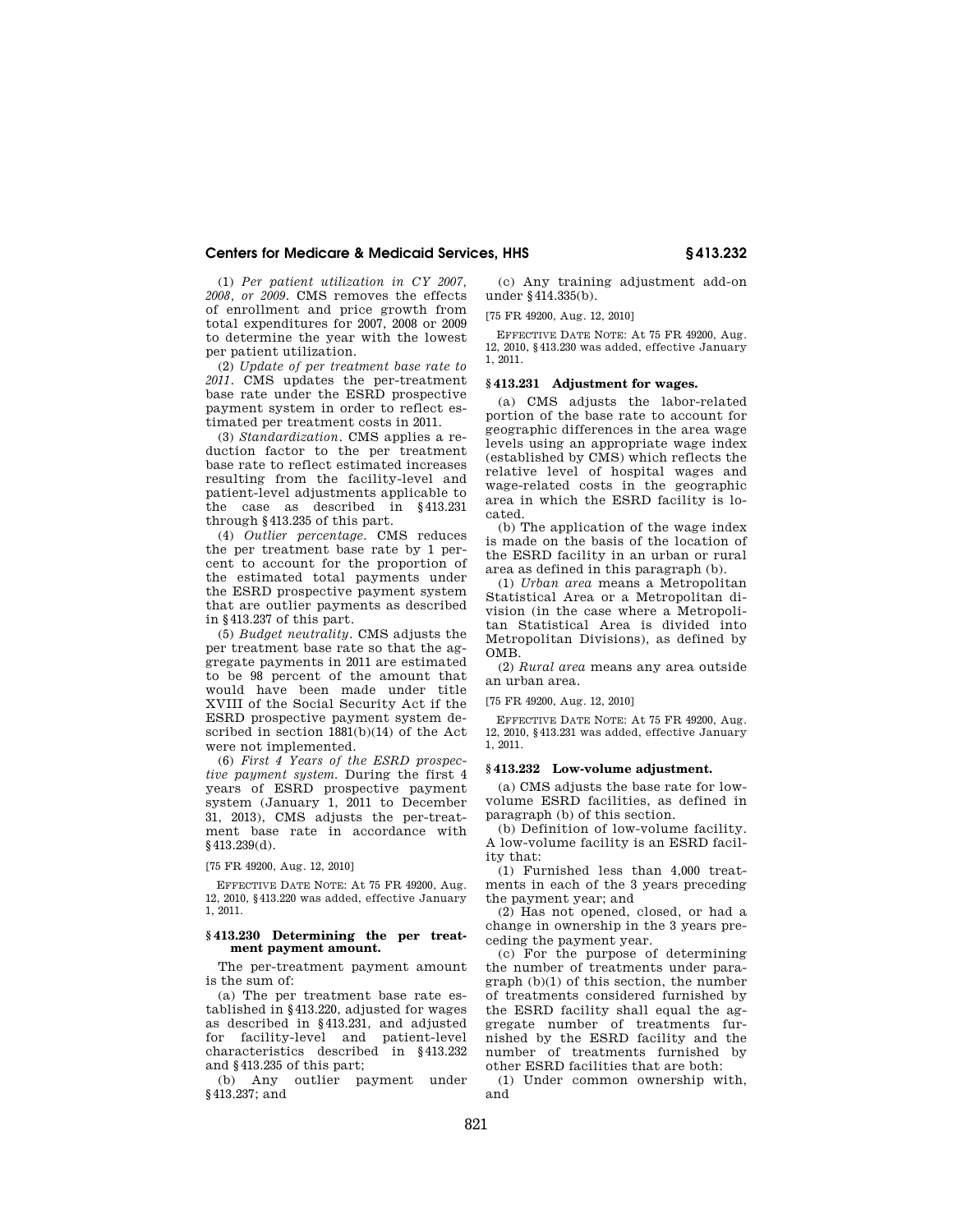(1) *Per patient utilization in CY 2007, 2008, or 2009.* CMS removes the effects of enrollment and price growth from total expenditures for 2007, 2008 or 2009 to determine the year with the lowest per patient utilization.

(2) *Update of per treatment base rate to 2011.* CMS updates the per-treatment base rate under the ESRD prospective payment system in order to reflect estimated per treatment costs in 2011.

(3) *Standardization.* CMS applies a reduction factor to the per treatment base rate to reflect estimated increases resulting from the facility-level and patient-level adjustments applicable to the case as described in §413.231 through §413.235 of this part.

(4) *Outlier percentage.* CMS reduces the per treatment base rate by 1 percent to account for the proportion of the estimated total payments under the ESRD prospective payment system that are outlier payments as described in §413.237 of this part.

(5) *Budget neutrality.* CMS adjusts the per treatment base rate so that the aggregate payments in 2011 are estimated to be 98 percent of the amount that would have been made under title XVIII of the Social Security Act if the ESRD prospective payment system described in section 1881(b)(14) of the Act were not implemented.

(6) *First 4 Years of the ESRD prospective payment system.* During the first 4 years of ESRD prospective payment system (January 1, 2011 to December 31, 2013), CMS adjusts the per-treatment base rate in accordance with §413.239(d).

[75 FR 49200, Aug. 12, 2010]

EFFECTIVE DATE NOTE: At 75 FR 49200, Aug. 12, 2010, §413.220 was added, effective January 1, 2011.

## §413.230 Determining the per treatment payment amount.

The per-treatment payment amount is the sum of:

(a) The per treatment base rate established in §413.220, adjusted for wages as described in §413.231, and adjusted for facility-level and patient-level characteristics described in §413.232 and §413.235 of this part;

(b) Any outlier payment under §413.237; and

(c) Any training adjustment add-on under §414.335(b).

[75 FR 49200, Aug. 12, 2010]

EFFECTIVE DATE NOTE: At 75 FR 49200, Aug. 12, 2010, §413.230 was added, effective January 1, 2011.

## §413.231 Adjustment for wages.

(a) CMS adjusts the labor-related portion of the base rate to account for geographic differences in the area wage levels using an appropriate wage index (established by CMS) which reflects the relative level of hospital wages and wage-related costs in the geographic area in which the ESRD facility is located.

(b) The application of the wage index is made on the basis of the location of the ESRD facility in an urban or rural area as defined in this paragraph (b).

(1) *Urban area* means a Metropolitan Statistical Area or a Metropolitan division (in the case where a Metropolitan Statistical Area is divided into Metropolitan Divisions), as defined by OMB.

(2) *Rural area* means any area outside an urban area.

[75 FR 49200, Aug. 12, 2010]

EFFECTIVE DATE NOTE: At 75 FR 49200, Aug. 12, 2010, §413.231 was added, effective January 1, 2011.

## §413.232 Low-volume adjustment.

(a) CMS adjusts the base rate for low-volume ESRD facilities, as defined in paragraph (b) of this section.

(b) Definition of low-volume facility. A low-volume facility is an ESRD facility that:

(1) Furnished less than 4,000 treatments in each of the 3 years preceding the payment year; and

(2) Has not opened, closed, or had a change in ownership in the 3 years preceding the payment year.

(c) For the purpose of determining the number of treatments under paragraph (b)(1) of this section, the number of treatments considered furnished by the ESRD facility shall equal the aggregate number of treatments furnished by the ESRD facility and the number of treatments furnished by other ESRD facilities that are both:

(1) Under common ownership with, and